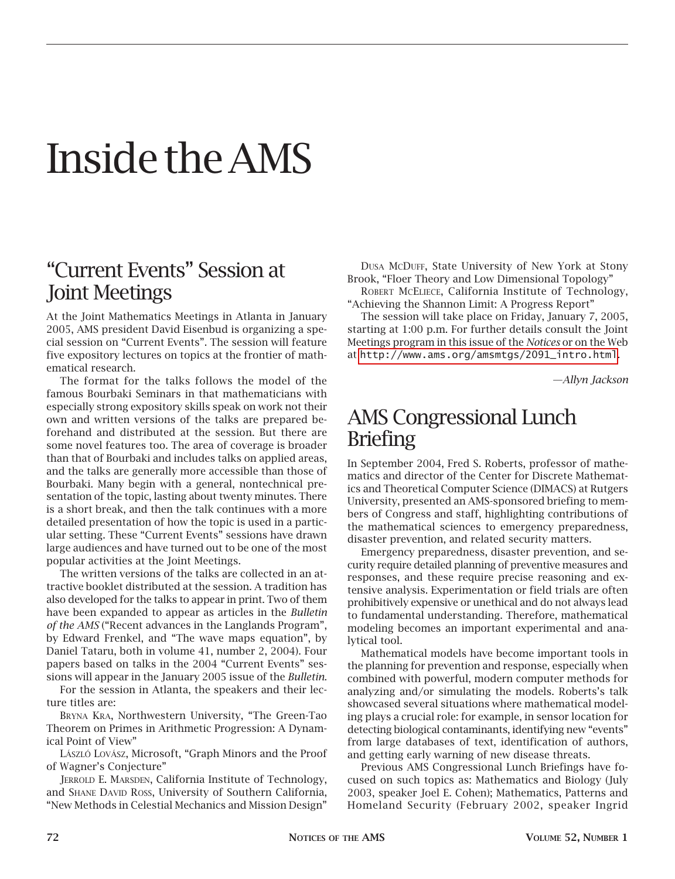# Inside the AMS

## "Current Events" Session at Joint Meetings

At the Joint Mathematics Meetings in Atlanta in January 2005, AMS president David Eisenbud is organizing a special session on "Current Events". The session will feature five expository lectures on topics at the frontier of mathematical research.

The format for the talks follows the model of the famous Bourbaki Seminars in that mathematicians with especially strong expository skills speak on work not their own and written versions of the talks are prepared beforehand and distributed at the session. But there are some novel features too. The area of coverage is broader than that of Bourbaki and includes talks on applied areas, and the talks are generally more accessible than those of Bourbaki. Many begin with a general, nontechnical presentation of the topic, lasting about twenty minutes. There is a short break, and then the talk continues with a more detailed presentation of how the topic is used in a particular setting. These "Current Events" sessions have drawn large audiences and have turned out to be one of the most popular activities at the Joint Meetings.

The written versions of the talks are collected in an attractive booklet distributed at the session. A tradition has also developed for the talks to appear in print. Two of them have been expanded to appear as articles in the *Bulletin of the AMS* ("Recent advances in the Langlands Program", by Edward Frenkel, and "The wave maps equation", by Daniel Tataru, both in volume 41, number 2, 2004). Four papers based on talks in the 2004 "Current Events" sessions will appear in the January 2005 issue of the *Bulletin*.

For the session in Atlanta, the speakers and their lecture titles are:

Bryna Kra, Northwestern University, "The Green-Tao Theorem on Primes in Arithmetic Progression: A Dynamical Point of View"

László Lovász, Microsoft, "Graph Minors and the Proof of Wagner's Conjecture"

Jerrold E. Marsden, California Institute of Technology, and Shane David Ross, University of Southern California, "New Methods in Celestial Mechanics and Mission Design"

Dusa McDuff, State University of New York at Stony Brook, "Floer Theory and Low Dimensional Topology"

Robert McEliece, California Institute of Technology, "Achieving the Shannon Limit: A Progress Report"

The session will take place on Friday, January 7, 2005, starting at 1:00 p.m. For further details consult the Joint Meetings program in this issue of the *Notices* or on the Web at http://www.ams.org/amsmtgs/2091_intro.html.

—*Allyn Jackson*

## AMS Congressional Lunch Briefing

In September 2004, Fred S. Roberts, professor of mathematics and director of the Center for Discrete Mathematics and Theoretical Computer Science (DIMACS) at Rutgers University, presented an AMS-sponsored briefing to members of Congress and staff, highlighting contributions of the mathematical sciences to emergency preparedness, disaster prevention, and related security matters.

Emergency preparedness, disaster prevention, and security require detailed planning of preventive measures and responses, and these require precise reasoning and extensive analysis. Experimentation or field trials are often prohibitively expensive or unethical and do not always lead to fundamental understanding. Therefore, mathematical modeling becomes an important experimental and analytical tool.

Mathematical models have become important tools in the planning for prevention and response, especially when combined with powerful, modern computer methods for analyzing and/or simulating the models. Roberts's talk showcased several situations where mathematical modeling plays a crucial role: for example, in sensor location for detecting biological contaminants, identifying new "events" from large databases of text, identification of authors, and getting early warning of new disease threats.

Previous AMS Congressional Lunch Briefings have focused on such topics as: Mathematics and Biology (July 2003, speaker Joel E. Cohen); Mathematics, Patterns and Homeland Security (February 2002, speaker Ingrid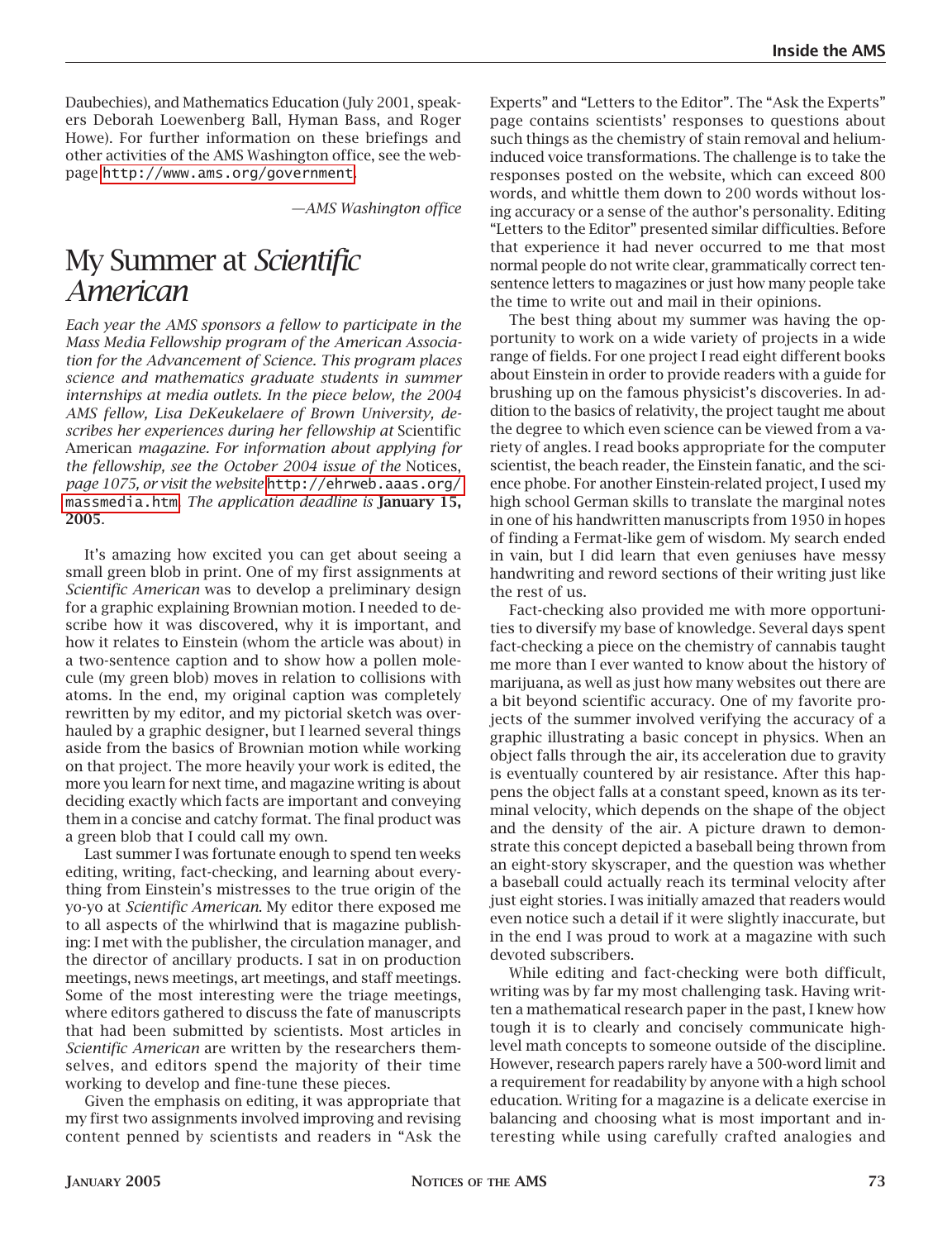Daubechies), and Mathematics Education (July 2001, speakers Deborah Loewenberg Ball, Hyman Bass, and Roger Howe). For further information on these briefings and other activities of the AMS Washington office, see the webpage http://www.ams.org/government.

*—AMS Washington office*

# My Summer at *Scientific American*

*Each year the AMS sponsors a fellow to participate in the Mass Media Fellowship program of the American Association for the Advancement of Science. This program places science and mathematics graduate students in summer internships at media outlets. In the piece below, the 2004 AMS fellow, Lisa DeKeukelaere of Brown University, describes her experiences during her fellowship at* Scientific American *magazine. For information about applying for the fellowship, see the October 2004 issue of the* Notices, *page 1075, or visit the website* http://ehrweb.aaas.org/massmedia.htm. *The application deadline is* **January 15, 2005**.

It's amazing how excited you can get about seeing a small green blob in print. One of my first assignments at *Scientific American* was to develop a preliminary design for a graphic explaining Brownian motion. I needed to describe how it was discovered, why it is important, and how it relates to Einstein (whom the article was about) in a two-sentence caption and to show how a pollen molecule (my green blob) moves in relation to collisions with atoms. In the end, my original caption was completely rewritten by my editor, and my pictorial sketch was overhauled by a graphic designer, but I learned several things aside from the basics of Brownian motion while working on that project. The more heavily your work is edited, the more you learn for next time, and magazine writing is about deciding exactly which facts are important and conveying them in a concise and catchy format. The final product was a green blob that I could call my own.

Last summer I was fortunate enough to spend ten weeks editing, writing, fact-checking, and learning about everything from Einstein's mistresses to the true origin of the yo-yo at *Scientific American*. My editor there exposed me to all aspects of the whirlwind that is magazine publishing: I met with the publisher, the circulation manager, and the director of ancillary products. I sat in on production meetings, news meetings, art meetings, and staff meetings. Some of the most interesting were the triage meetings, where editors gathered to discuss the fate of manuscripts that had been submitted by scientists. Most articles in *Scientific American* are written by the researchers themselves, and editors spend the majority of their time working to develop and fine-tune these pieces.

Given the emphasis on editing, it was appropriate that my first two assignments involved improving and revising content penned by scientists and readers in "Ask the Experts" and "Letters to the Editor". The "Ask the Experts" page contains scientists' responses to questions about such things as the chemistry of stain removal and helium-induced voice transformations. The challenge is to take the responses posted on the website, which can exceed 800 words, and whittle them down to 200 words without losing accuracy or a sense of the author's personality. Editing "Letters to the Editor" presented similar difficulties. Before that experience it had never occurred to me that most normal people do not write clear, grammatically correct ten-sentence letters to magazines or just how many people take the time to write out and mail in their opinions.

The best thing about my summer was having the opportunity to work on a wide variety of projects in a wide range of fields. For one project I read eight different books about Einstein in order to provide readers with a guide for brushing up on the famous physicist's discoveries. In addition to the basics of relativity, the project taught me about the degree to which even science can be viewed from a variety of angles. I read books appropriate for the computer scientist, the beach reader, the Einstein fanatic, and the science phobe. For another Einstein-related project, I used my high school German skills to translate the marginal notes in one of his handwritten manuscripts from 1950 in hopes of finding a Fermat-like gem of wisdom. My search ended in vain, but I did learn that even geniuses have messy handwriting and reword sections of their writing just like the rest of us.

Fact-checking also provided me with more opportunities to diversify my base of knowledge. Several days spent fact-checking a piece on the chemistry of cannabis taught me more than I ever wanted to know about the history of marijuana, as well as just how many websites out there are a bit beyond scientific accuracy. One of my favorite projects of the summer involved verifying the accuracy of a graphic illustrating a basic concept in physics. When an object falls through the air, its acceleration due to gravity is eventually countered by air resistance. After this happens the object falls at a constant speed, known as its terminal velocity, which depends on the shape of the object and the density of the air. A picture drawn to demonstrate this concept depicted a baseball being thrown from an eight-story skyscraper, and the question was whether a baseball could actually reach its terminal velocity after just eight stories. I was initially amazed that readers would even notice such a detail if it were slightly inaccurate, but in the end I was proud to work at a magazine with such devoted subscribers.

While editing and fact-checking were both difficult, writing was by far my most challenging task. Having written a mathematical research paper in the past, I knew how tough it is to clearly and concisely communicate high-level math concepts to someone outside of the discipline. However, research papers rarely have a 500-word limit and a requirement for readability by anyone with a high school education. Writing for a magazine is a delicate exercise in balancing and choosing what is most important and interesting while using carefully crafted analogies and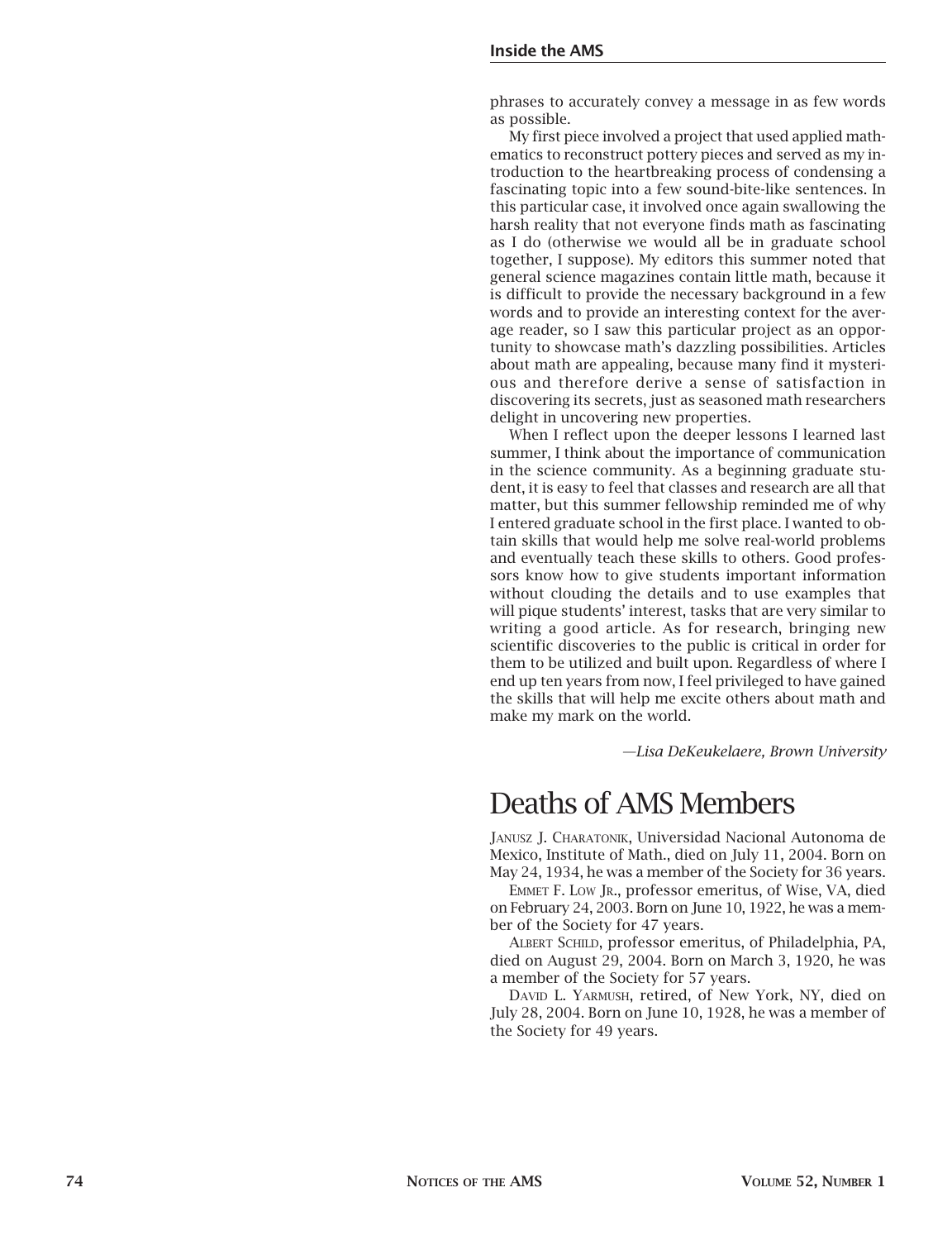phrases to accurately convey a message in as few words as possible.

My first piece involved a project that used applied mathematics to reconstruct pottery pieces and served as my introduction to the heartbreaking process of condensing a fascinating topic into a few sound-bite-like sentences. In this particular case, it involved once again swallowing the harsh reality that not everyone finds math as fascinating as I do (otherwise we would all be in graduate school together, I suppose). My editors this summer noted that general science magazines contain little math, because it is difficult to provide the necessary background in a few words and to provide an interesting context for the average reader, so I saw this particular project as an opportunity to showcase math's dazzling possibilities. Articles about math are appealing, because many find it mysterious and therefore derive a sense of satisfaction in discovering its secrets, just as seasoned math researchers delight in uncovering new properties.

When I reflect upon the deeper lessons I learned last summer, I think about the importance of communication in the science community. As a beginning graduate student, it is easy to feel that classes and research are all that matter, but this summer fellowship reminded me of why I entered graduate school in the first place. I wanted to obtain skills that would help me solve real-world problems and eventually teach these skills to others. Good professors know how to give students important information without clouding the details and to use examples that will pique students' interest, tasks that are very similar to writing a good article. As for research, bringing new scientific discoveries to the public is critical in order for them to be utilized and built upon. Regardless of where I end up ten years from now, I feel privileged to have gained the skills that will help me excite others about math and make my mark on the world.

*—Lisa DeKeukelaere, Brown University*

# Deaths of AMS Members

Janusz J. Charatonik, Universidad Nacional Autonoma de Mexico, Institute of Math., died on July 11, 2004. Born on May 24, 1934, he was a member of the Society for 36 years.

Emmet F. Low Jr., professor emeritus, of Wise, VA, died on February 24, 2003. Born on June 10, 1922, he was a member of the Society for 47 years.

Albert Schild, professor emeritus, of Philadelphia, PA, died on August 29, 2004. Born on March 3, 1920, he was a member of the Society for 57 years.

David L. Yarmush, retired, of New York, NY, died on July 28, 2004. Born on June 10, 1928, he was a member of the Society for 49 years.